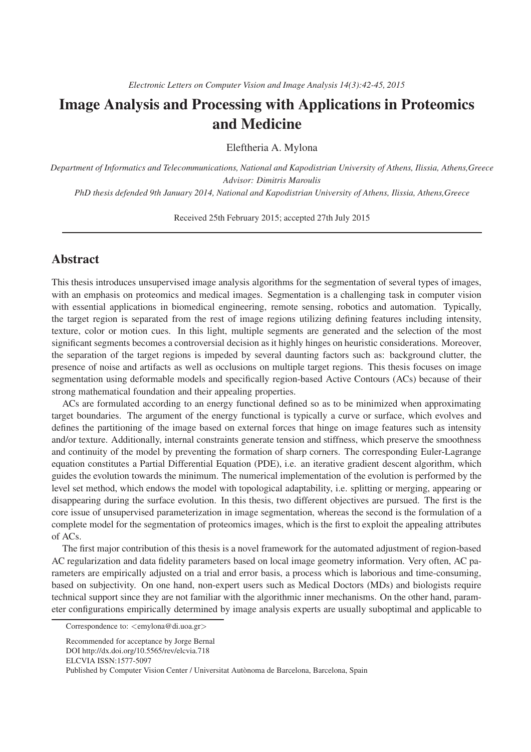*Electronic Letters on Computer Vision and Image Analysis 14(3):42-45, 2015*

# Image Analysis and Processing with Applications in Proteomics and Medicine

Eleftheria A. Mylona

*Department of Informatics and Telecommunications, National and Kapodistrian University of Athens, Ilissia, Athens,Greece*
*Advisor: Dimitris Maroulis*
*PhD thesis defended 9th January 2014, National and Kapodistrian University of Athens, Ilissia, Athens,Greece*

Received 25th February 2015; accepted 27th July 2015

## Abstract

This thesis introduces unsupervised image analysis algorithms for the segmentation of several types of images, with an emphasis on proteomics and medical images. Segmentation is a challenging task in computer vision with essential applications in biomedical engineering, remote sensing, robotics and automation. Typically, the target region is separated from the rest of image regions utilizing defining features including intensity, texture, color or motion cues. In this light, multiple segments are generated and the selection of the most significant segments becomes a controversial decision as it highly hinges on heuristic considerations. Moreover, the separation of the target regions is impeded by several daunting factors such as: background clutter, the presence of noise and artifacts as well as occlusions on multiple target regions. This thesis focuses on image segmentation using deformable models and specifically region-based Active Contours (ACs) because of their strong mathematical foundation and their appealing properties.

ACs are formulated according to an energy functional defined so as to be minimized when approximating target boundaries. The argument of the energy functional is typically a curve or surface, which evolves and defines the partitioning of the image based on external forces that hinge on image features such as intensity and/or texture. Additionally, internal constraints generate tension and stiffness, which preserve the smoothness and continuity of the model by preventing the formation of sharp corners. The corresponding Euler-Lagrange equation constitutes a Partial Differential Equation (PDE), i.e. an iterative gradient descent algorithm, which guides the evolution towards the minimum. The numerical implementation of the evolution is performed by the level set method, which endows the model with topological adaptability, i.e. splitting or merging, appearing or disappearing during the surface evolution. In this thesis, two different objectives are pursued. The first is the core issue of unsupervised parameterization in image segmentation, whereas the second is the formulation of a complete model for the segmentation of proteomics images, which is the first to exploit the appealing attributes of ACs.

The first major contribution of this thesis is a novel framework for the automated adjustment of region-based AC regularization and data fidelity parameters based on local image geometry information. Very often, AC parameters are empirically adjusted on a trial and error basis, a process which is laborious and time-consuming, based on subjectivity. On one hand, non-expert users such as Medical Doctors (MDs) and biologists require technical support since they are not familiar with the algorithmic inner mechanisms. On the other hand, parameter configurations empirically determined by image analysis experts are usually suboptimal and applicable to

Correspondence to: <emylona@di.uoa.gr>

Recommended for acceptance by Jorge Bernal
DOI http://dx.doi.org/10.5565/rev/elcvia.718
ELCVIA ISSN:1577-5097
Published by Computer Vision Center / Universitat Autònoma de Barcelona, Barcelona, Spain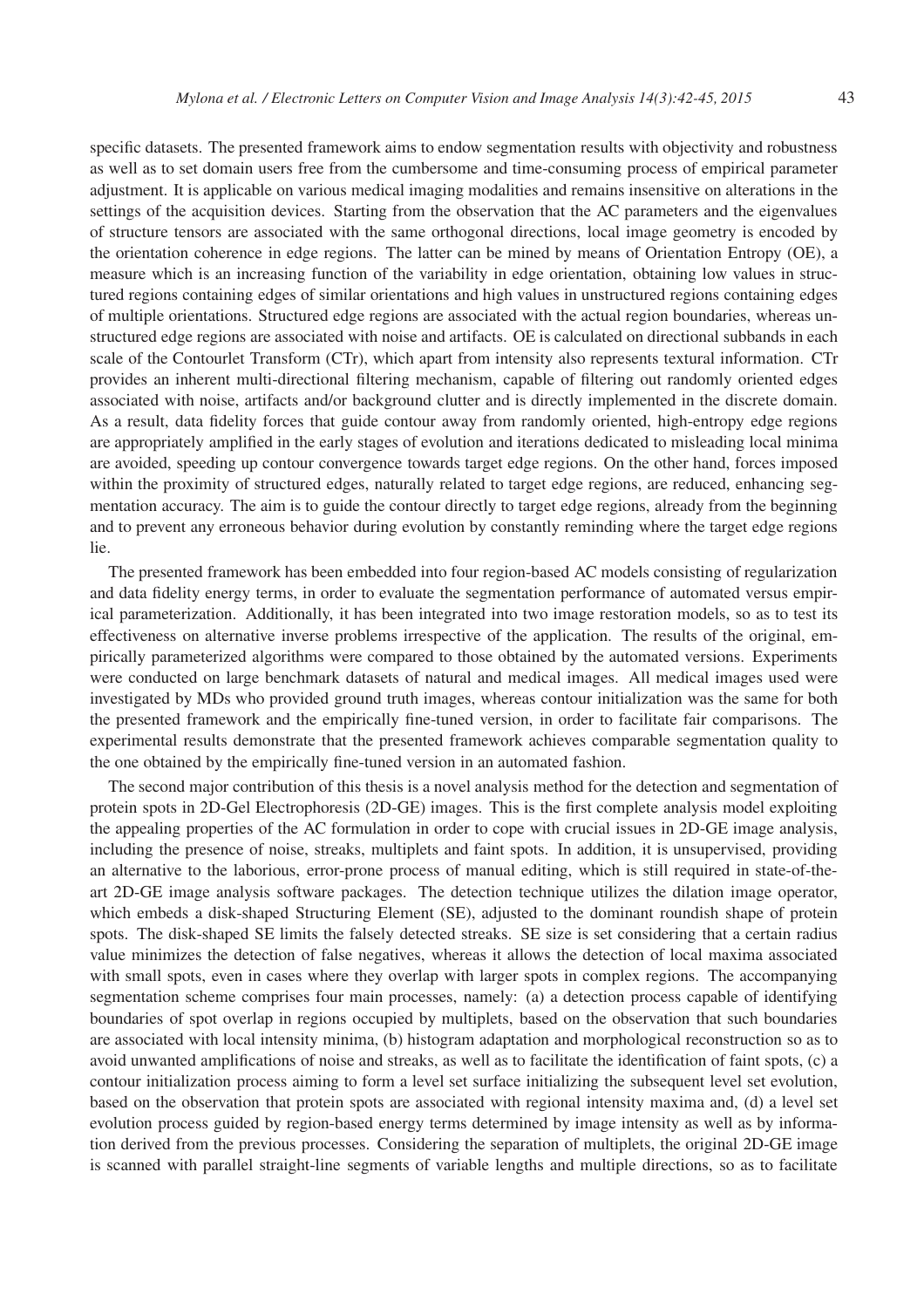specific datasets. The presented framework aims to endow segmentation results with objectivity and robustness as well as to set domain users free from the cumbersome and time-consuming process of empirical parameter adjustment. It is applicable on various medical imaging modalities and remains insensitive on alterations in the settings of the acquisition devices. Starting from the observation that the AC parameters and the eigenvalues of structure tensors are associated with the same orthogonal directions, local image geometry is encoded by the orientation coherence in edge regions. The latter can be mined by means of Orientation Entropy (OE), a measure which is an increasing function of the variability in edge orientation, obtaining low values in structured regions containing edges of similar orientations and high values in unstructured regions containing edges of multiple orientations. Structured edge regions are associated with the actual region boundaries, whereas unstructured edge regions are associated with noise and artifacts. OE is calculated on directional subbands in each scale of the Contourlet Transform (CTr), which apart from intensity also represents textural information. CTr provides an inherent multi-directional filtering mechanism, capable of filtering out randomly oriented edges associated with noise, artifacts and/or background clutter and is directly implemented in the discrete domain. As a result, data fidelity forces that guide contour away from randomly oriented, high-entropy edge regions are appropriately amplified in the early stages of evolution and iterations dedicated to misleading local minima are avoided, speeding up contour convergence towards target edge regions. On the other hand, forces imposed within the proximity of structured edges, naturally related to target edge regions, are reduced, enhancing segmentation accuracy. The aim is to guide the contour directly to target edge regions, already from the beginning and to prevent any erroneous behavior during evolution by constantly reminding where the target edge regions lie.

The presented framework has been embedded into four region-based AC models consisting of regularization and data fidelity energy terms, in order to evaluate the segmentation performance of automated versus empirical parameterization. Additionally, it has been integrated into two image restoration models, so as to test its effectiveness on alternative inverse problems irrespective of the application. The results of the original, empirically parameterized algorithms were compared to those obtained by the automated versions. Experiments were conducted on large benchmark datasets of natural and medical images. All medical images used were investigated by MDs who provided ground truth images, whereas contour initialization was the same for both the presented framework and the empirically fine-tuned version, in order to facilitate fair comparisons. The experimental results demonstrate that the presented framework achieves comparable segmentation quality to the one obtained by the empirically fine-tuned version in an automated fashion.

The second major contribution of this thesis is a novel analysis method for the detection and segmentation of protein spots in 2D-Gel Electrophoresis (2D-GE) images. This is the first complete analysis model exploiting the appealing properties of the AC formulation in order to cope with crucial issues in 2D-GE image analysis, including the presence of noise, streaks, multiplets and faint spots. In addition, it is unsupervised, providing an alternative to the laborious, error-prone process of manual editing, which is still required in state-of-the-art 2D-GE image analysis software packages. The detection technique utilizes the dilation image operator, which embeds a disk-shaped Structuring Element (SE), adjusted to the dominant roundish shape of protein spots. The disk-shaped SE limits the falsely detected streaks. SE size is set considering that a certain radius value minimizes the detection of false negatives, whereas it allows the detection of local maxima associated with small spots, even in cases where they overlap with larger spots in complex regions. The accompanying segmentation scheme comprises four main processes, namely: (a) a detection process capable of identifying boundaries of spot overlap in regions occupied by multiplets, based on the observation that such boundaries are associated with local intensity minima, (b) histogram adaptation and morphological reconstruction so as to avoid unwanted amplifications of noise and streaks, as well as to facilitate the identification of faint spots, (c) a contour initialization process aiming to form a level set surface initializing the subsequent level set evolution, based on the observation that protein spots are associated with regional intensity maxima and, (d) a level set evolution process guided by region-based energy terms determined by image intensity as well as by information derived from the previous processes. Considering the separation of multiplets, the original 2D-GE image is scanned with parallel straight-line segments of variable lengths and multiple directions, so as to facilitate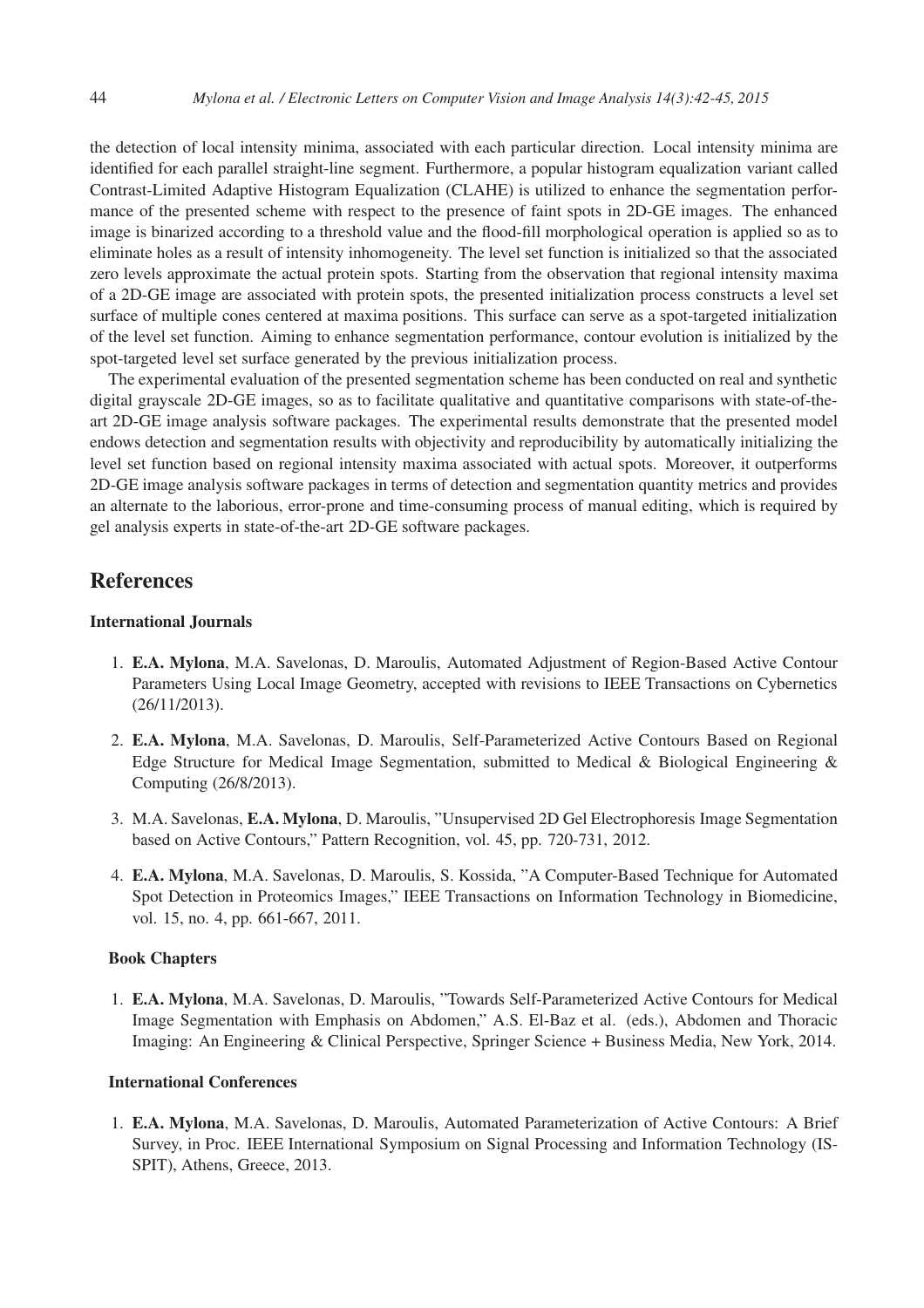the detection of local intensity minima, associated with each particular direction. Local intensity minima are identified for each parallel straight-line segment. Furthermore, a popular histogram equalization variant called Contrast-Limited Adaptive Histogram Equalization (CLAHE) is utilized to enhance the segmentation performance of the presented scheme with respect to the presence of faint spots in 2D-GE images. The enhanced image is binarized according to a threshold value and the flood-fill morphological operation is applied so as to eliminate holes as a result of intensity inhomogeneity. The level set function is initialized so that the associated zero levels approximate the actual protein spots. Starting from the observation that regional intensity maxima of a 2D-GE image are associated with protein spots, the presented initialization process constructs a level set surface of multiple cones centered at maxima positions. This surface can serve as a spot-targeted initialization of the level set function. Aiming to enhance segmentation performance, contour evolution is initialized by the spot-targeted level set surface generated by the previous initialization process.

The experimental evaluation of the presented segmentation scheme has been conducted on real and synthetic digital grayscale 2D-GE images, so as to facilitate qualitative and quantitative comparisons with state-of-the-art 2D-GE image analysis software packages. The experimental results demonstrate that the presented model endows detection and segmentation results with objectivity and reproducibility by automatically initializing the level set function based on regional intensity maxima associated with actual spots. Moreover, it outperforms 2D-GE image analysis software packages in terms of detection and segmentation quantity metrics and provides an alternate to the laborious, error-prone and time-consuming process of manual editing, which is required by gel analysis experts in state-of-the-art 2D-GE software packages.

## References

### International Journals

1. **E.A. Mylona**, M.A. Savelonas, D. Maroulis, Automated Adjustment of Region-Based Active Contour Parameters Using Local Image Geometry, accepted with revisions to IEEE Transactions on Cybernetics (26/11/2013).

2. **E.A. Mylona**, M.A. Savelonas, D. Maroulis, Self-Parameterized Active Contours Based on Regional Edge Structure for Medical Image Segmentation, submitted to Medical & Biological Engineering & Computing (26/8/2013).

3. M.A. Savelonas, **E.A. Mylona**, D. Maroulis, "Unsupervised 2D Gel Electrophoresis Image Segmentation based on Active Contours," Pattern Recognition, vol. 45, pp. 720-731, 2012.

4. **E.A. Mylona**, M.A. Savelonas, D. Maroulis, S. Kossida, "A Computer-Based Technique for Automated Spot Detection in Proteomics Images," IEEE Transactions on Information Technology in Biomedicine, vol. 15, no. 4, pp. 661-667, 2011.

### Book Chapters

1. **E.A. Mylona**, M.A. Savelonas, D. Maroulis, "Towards Self-Parameterized Active Contours for Medical Image Segmentation with Emphasis on Abdomen," A.S. El-Baz et al. (eds.), Abdomen and Thoracic Imaging: An Engineering & Clinical Perspective, Springer Science + Business Media, New York, 2014.

### International Conferences

1. **E.A. Mylona**, M.A. Savelonas, D. Maroulis, Automated Parameterization of Active Contours: A Brief Survey, in Proc. IEEE International Symposium on Signal Processing and Information Technology (ISSPIT), Athens, Greece, 2013.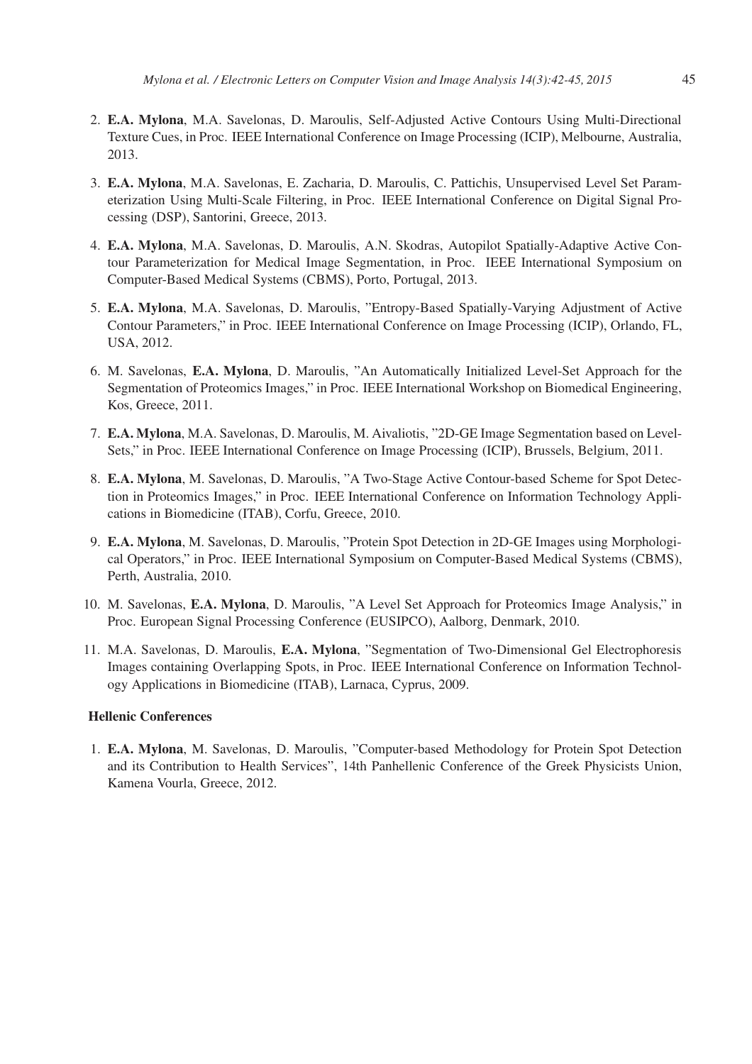2. **E.A. Mylona**, M.A. Savelonas, D. Maroulis, Self-Adjusted Active Contours Using Multi-Directional Texture Cues, in Proc. IEEE International Conference on Image Processing (ICIP), Melbourne, Australia, 2013.

3. **E.A. Mylona**, M.A. Savelonas, E. Zacharia, D. Maroulis, C. Pattichis, Unsupervised Level Set Parameterization Using Multi-Scale Filtering, in Proc. IEEE International Conference on Digital Signal Processing (DSP), Santorini, Greece, 2013.

4. **E.A. Mylona**, M.A. Savelonas, D. Maroulis, A.N. Skodras, Autopilot Spatially-Adaptive Active Contour Parameterization for Medical Image Segmentation, in Proc. IEEE International Symposium on Computer-Based Medical Systems (CBMS), Porto, Portugal, 2013.

5. **E.A. Mylona**, M.A. Savelonas, D. Maroulis, "Entropy-Based Spatially-Varying Adjustment of Active Contour Parameters," in Proc. IEEE International Conference on Image Processing (ICIP), Orlando, FL, USA, 2012.

6. M. Savelonas, **E.A. Mylona**, D. Maroulis, "An Automatically Initialized Level-Set Approach for the Segmentation of Proteomics Images," in Proc. IEEE International Workshop on Biomedical Engineering, Kos, Greece, 2011.

7. **E.A. Mylona**, M.A. Savelonas, D. Maroulis, M. Aivaliotis, "2D-GE Image Segmentation based on Level-Sets," in Proc. IEEE International Conference on Image Processing (ICIP), Brussels, Belgium, 2011.

8. **E.A. Mylona**, M. Savelonas, D. Maroulis, "A Two-Stage Active Contour-based Scheme for Spot Detection in Proteomics Images," in Proc. IEEE International Conference on Information Technology Applications in Biomedicine (ITAB), Corfu, Greece, 2010.

9. **E.A. Mylona**, M. Savelonas, D. Maroulis, "Protein Spot Detection in 2D-GE Images using Morphological Operators," in Proc. IEEE International Symposium on Computer-Based Medical Systems (CBMS), Perth, Australia, 2010.

10. M. Savelonas, **E.A. Mylona**, D. Maroulis, "A Level Set Approach for Proteomics Image Analysis," in Proc. European Signal Processing Conference (EUSIPCO), Aalborg, Denmark, 2010.

11. M.A. Savelonas, D. Maroulis, **E.A. Mylona**, "Segmentation of Two-Dimensional Gel Electrophoresis Images containing Overlapping Spots, in Proc. IEEE International Conference on Information Technology Applications in Biomedicine (ITAB), Larnaca, Cyprus, 2009.

**Hellenic Conferences**

1. **E.A. Mylona**, M. Savelonas, D. Maroulis, "Computer-based Methodology for Protein Spot Detection and its Contribution to Health Services", 14th Panhellenic Conference of the Greek Physicists Union, Kamena Vourla, Greece, 2012.